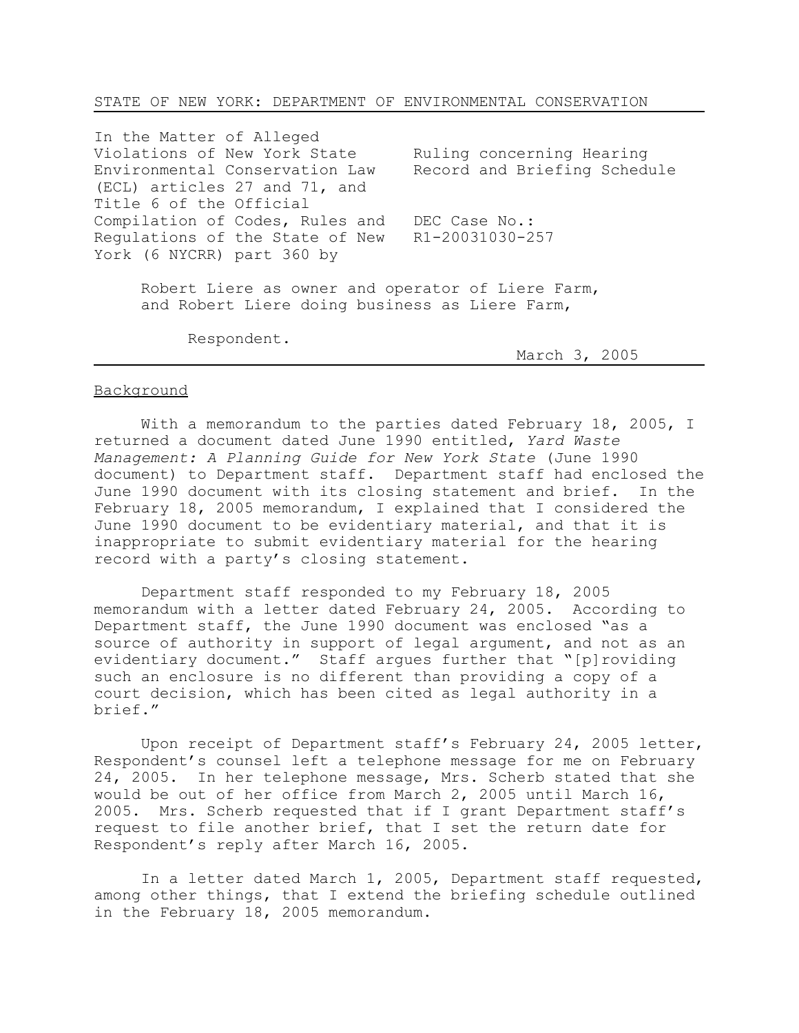STATE OF NEW YORK: DEPARTMENT OF ENVIRONMENTAL CONSERVATION

| | |
|---|---|
| In the Matter of Alleged Violations of New York State Environmental Conservation Law (ECL) articles 27 and 71, and Title 6 of the Official Compilation of Codes, Rules and Regulations of the State of New York (6 NYCRR) part 360 by | Ruling concerning Hearing Record and Briefing Schedule<br><br>DEC Case No.: R1-20031030-257 |

Robert Liere as owner and operator of Liere Farm, and Robert Liere doing business as Liere Farm,

Respondent.

March 3, 2005

## Background

With a memorandum to the parties dated February 18, 2005, I returned a document dated June 1990 entitled, *Yard Waste Management: A Planning Guide for New York State* (June 1990 document) to Department staff. Department staff had enclosed the June 1990 document with its closing statement and brief. In the February 18, 2005 memorandum, I explained that I considered the June 1990 document to be evidentiary material, and that it is inappropriate to submit evidentiary material for the hearing record with a party's closing statement.

Department staff responded to my February 18, 2005 memorandum with a letter dated February 24, 2005. According to Department staff, the June 1990 document was enclosed "as a source of authority in support of legal argument, and not as an evidentiary document." Staff argues further that "[p]roviding such an enclosure is no different than providing a copy of a court decision, which has been cited as legal authority in a brief."

Upon receipt of Department staff's February 24, 2005 letter, Respondent's counsel left a telephone message for me on February 24, 2005. In her telephone message, Mrs. Scherb stated that she would be out of her office from March 2, 2005 until March 16, 2005. Mrs. Scherb requested that if I grant Department staff's request to file another brief, that I set the return date for Respondent's reply after March 16, 2005.

In a letter dated March 1, 2005, Department staff requested, among other things, that I extend the briefing schedule outlined in the February 18, 2005 memorandum.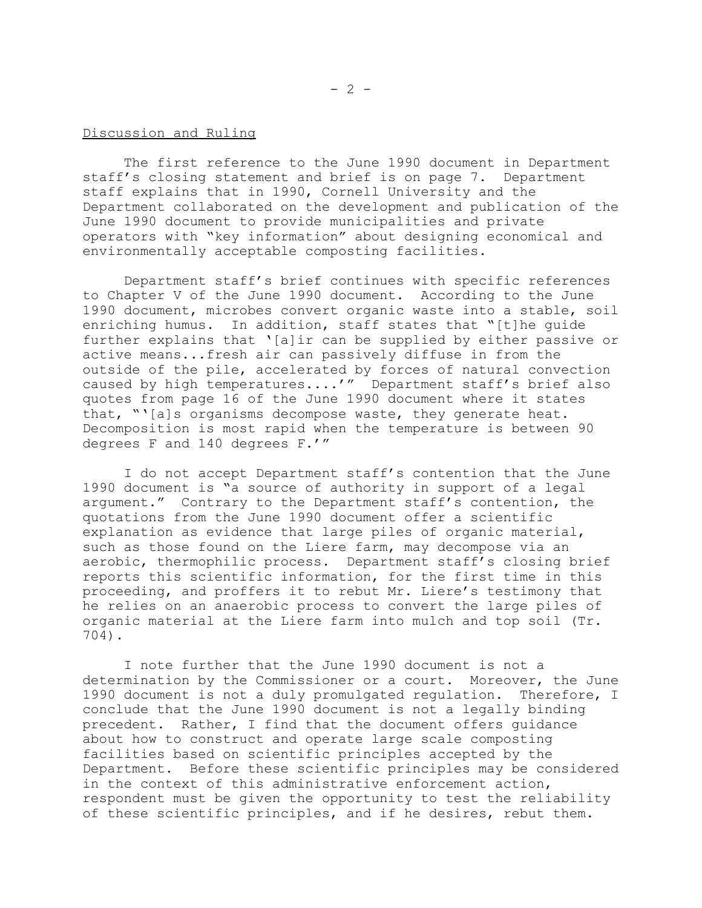Discussion and Ruling

The first reference to the June 1990 document in Department staff's closing statement and brief is on page 7. Department staff explains that in 1990, Cornell University and the Department collaborated on the development and publication of the June 1990 document to provide municipalities and private operators with "key information" about designing economical and environmentally acceptable composting facilities.

Department staff's brief continues with specific references to Chapter V of the June 1990 document. According to the June 1990 document, microbes convert organic waste into a stable, soil enriching humus. In addition, staff states that "[t]he guide further explains that '[a]ir can be supplied by either passive or active means...fresh air can passively diffuse in from the outside of the pile, accelerated by forces of natural convection caused by high temperatures....'" Department staff's brief also quotes from page 16 of the June 1990 document where it states that, "'[a]s organisms decompose waste, they generate heat. Decomposition is most rapid when the temperature is between 90 degrees F and 140 degrees F.'"

I do not accept Department staff's contention that the June 1990 document is "a source of authority in support of a legal argument." Contrary to the Department staff's contention, the quotations from the June 1990 document offer a scientific explanation as evidence that large piles of organic material, such as those found on the Liere farm, may decompose via an aerobic, thermophilic process. Department staff's closing brief reports this scientific information, for the first time in this proceeding, and proffers it to rebut Mr. Liere's testimony that he relies on an anaerobic process to convert the large piles of organic material at the Liere farm into mulch and top soil (Tr. 704).

I note further that the June 1990 document is not a determination by the Commissioner or a court. Moreover, the June 1990 document is not a duly promulgated regulation. Therefore, I conclude that the June 1990 document is not a legally binding precedent. Rather, I find that the document offers guidance about how to construct and operate large scale composting facilities based on scientific principles accepted by the Department. Before these scientific principles may be considered in the context of this administrative enforcement action, respondent must be given the opportunity to test the reliability of these scientific principles, and if he desires, rebut them.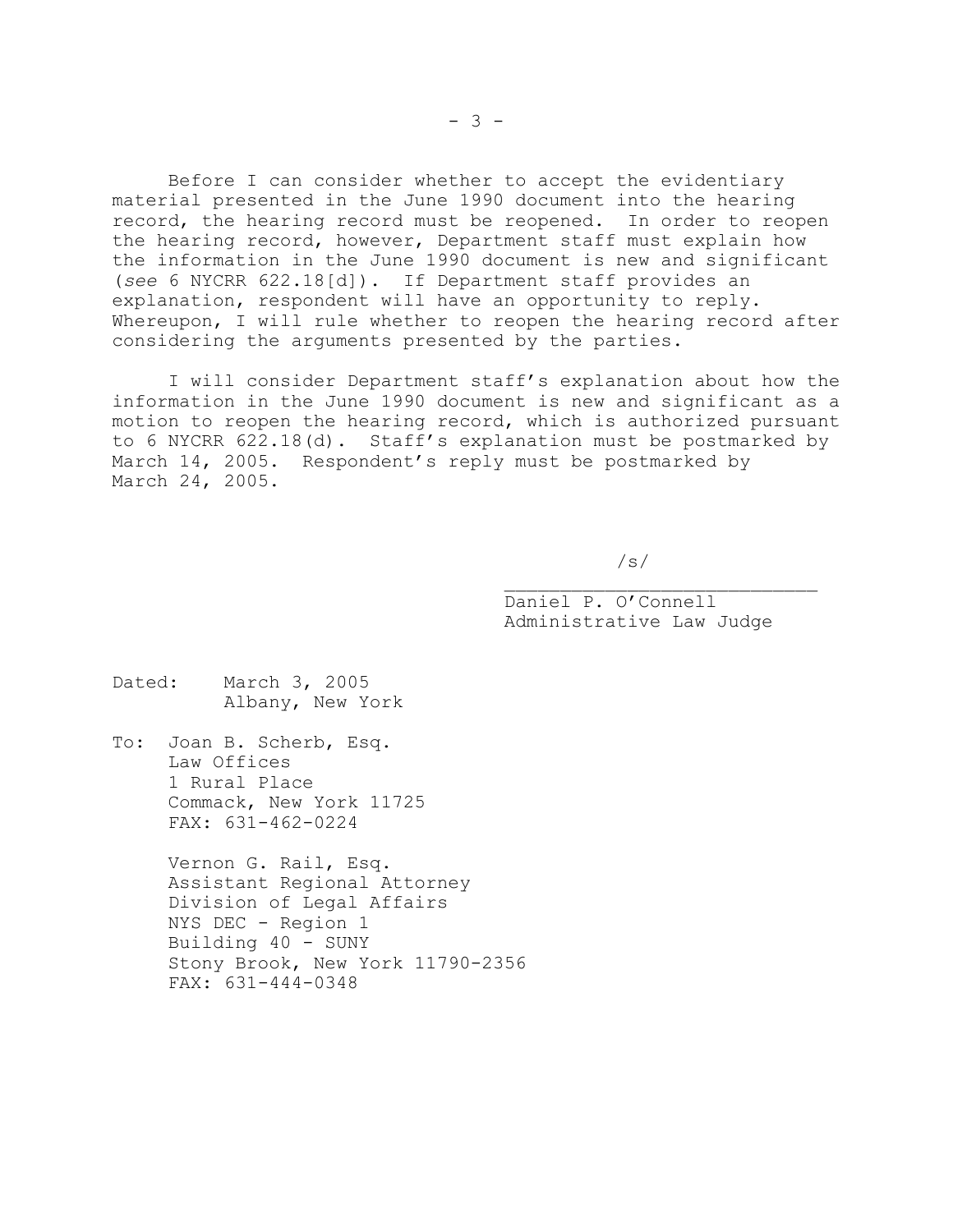Before I can consider whether to accept the evidentiary material presented in the June 1990 document into the hearing record, the hearing record must be reopened. In order to reopen the hearing record, however, Department staff must explain how the information in the June 1990 document is new and significant (*see* 6 NYCRR 622.18[d]). If Department staff provides an explanation, respondent will have an opportunity to reply. Whereupon, I will rule whether to reopen the hearing record after considering the arguments presented by the parties.

I will consider Department staff's explanation about how the information in the June 1990 document is new and significant as a motion to reopen the hearing record, which is authorized pursuant to 6 NYCRR 622.18(d). Staff's explanation must be postmarked by March 14, 2005. Respondent's reply must be postmarked by March 24, 2005.

/s/
\_\_\_\_\_\_\_\_\_\_\_\_\_\_\_\_\_\_\_\_\_\_\_\_\_\_\_\_
Daniel P. O'Connell
Administrative Law Judge

Dated: March 3, 2005
Albany, New York

To: Joan B. Scherb, Esq.
Law Offices
1 Rural Place
Commack, New York 11725
FAX: 631-462-0224

Vernon G. Rail, Esq.
Assistant Regional Attorney
Division of Legal Affairs
NYS DEC - Region 1
Building 40 - SUNY
Stony Brook, New York 11790-2356
FAX: 631-444-0348